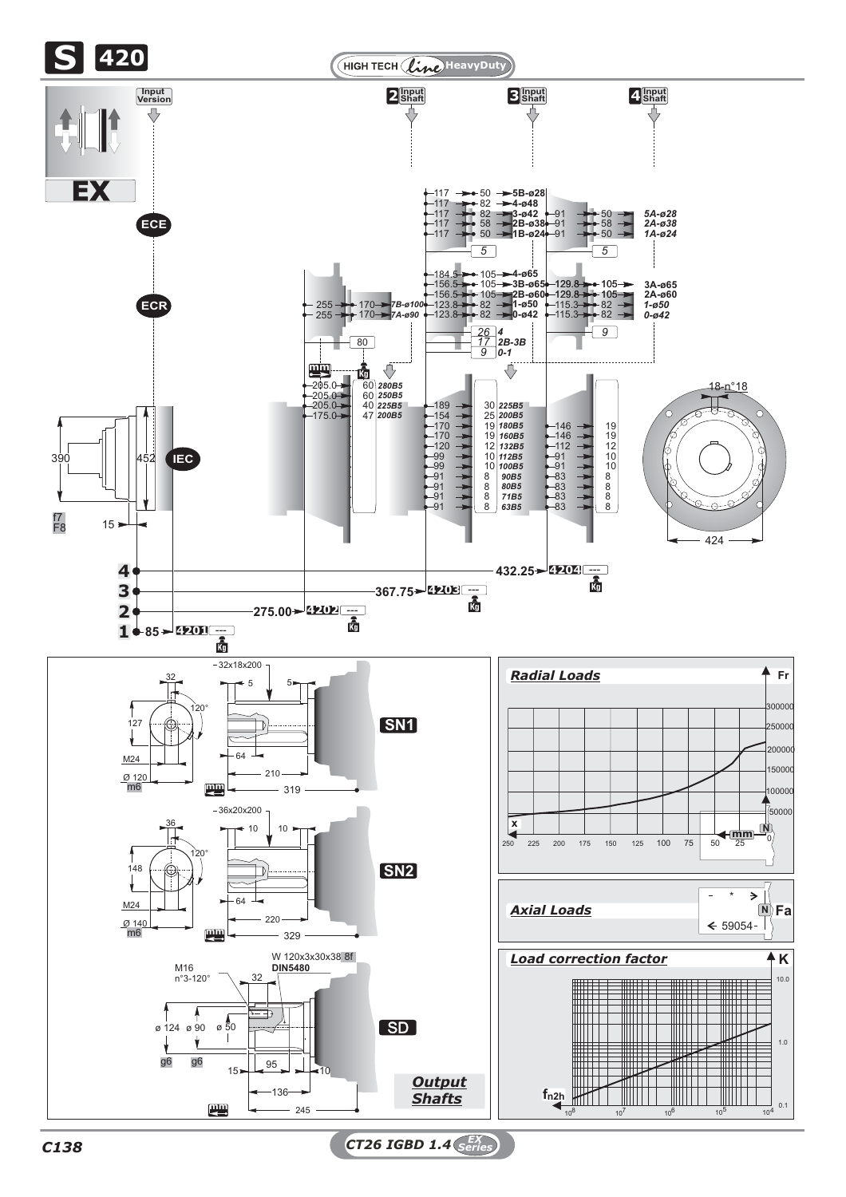# S 420

HIGH TECH Line HeavyDuty

Input Version | 2 Input Shaft | 3 Input Shaft | 4 Input Shaft

**EX**

ECE

ECR

IEC

| Input shaft | | |
|---|---|---|
| 117 | 50 | 5B-ø28 |
| 117 | 82 | 4-ø48 |
| 117 | 82 | 3-ø42 |
| 117 | 58 | 2B-ø38 |
| 117 | 50 | 1B-ø24 |

| Input shaft | | |
|---|---|---|
| 91 | 50 | 5A-ø28 |
| 91 | 58 | 2A-ø38 |
| 91 | 50 | 1A-ø24 |

| Input shaft | | |
|---|---|---|
| 184.5 | 105 | 4-ø65 |
| 156.5 | 105 | 3B-ø65 |
| 156.5 | 105 | 2B-ø60 |
| 123.8 | 82 | 1-ø50 |
| 123.8 | 82 | 0-ø42 |

| Input shaft | | |
|---|---|---|
| 129.8 | 105 | 3A-ø65 |
| 129.8 | 105 | 2A-ø60 |
| 115.3 | 82 | 1-ø50 |
| 115.3 | 82 | 0-ø42 |

| | | |
|---|---|---|
| 255 | 170 | 7B-ø100 |
| 255 | 170 | 7A-ø90 |

5 | 5 | 26: 4 | 17: 2B-3B | 9: 0-1 | 9 | 80

| mm | Kg | IEC |
|---|---|---|
| 205.0 | 60 | 280B5 |
| 205.0 | 60 | 250B5 |
| 205.0 | 40 | 225B5 |
| 175.0 | 47 | 200B5 |

| mm | Kg | IEC | mm | Kg |
|---|---|---|---|---|
| 189 | 30 | 225B5 | | |
| 154 | 25 | 200B5 | | |
| 170 | 19 | 180B5 | 146 | 19 |
| 170 | 19 | 160B5 | 146 | 19 |
| 120 | 12 | 132B5 | 112 | 12 |
| 99 | 10 | 112B5 | 91 | 10 |
| 99 | 10 | 100B5 | 91 | 10 |
| 91 | 8 | 90B5 | 83 | 8 |
| 91 | 8 | 80B5 | 83 | 8 |
| 91 | 8 | 71B5 | 83 | 8 |
| 91 | 8 | 63B5 | 83 | 8 |

390 | 452 | f7 F8 | 15 | 18-n°18 | 424

| Stage | mm | Code | Kg |
|---|---|---|---|
| 4 | 432.25 | 4204 | --- |
| 3 | 367.75 | 4203 | --- |
| 2 | 275.00 | 4202 | --- |
| 1 | 85 | 4201 | --- |

## Output Shafts

**SN1**: 32x18x200; 32; 5; 5; 120°; 127; M24; Ø 120 m6; 64; 210; 319 (mm)

**SN2**: 36x20x200; 36; 10; 10; 120°; 148; M24; Ø 140 m6; 64; 220; 329 (mm)

**SD**: W 120x3x30x38 8f DIN5480; M16 n°3-120°; 32; ø 124 g6; ø 90 g6; ø 50; 15; 95; 10; 136; 245 (mm)

## Radial Loads

Fr (N): 300000, 250000, 200000, 150000, 100000, 50000, 0

x (mm): 250, 225, 200, 175, 150, 125, 100, 75, 50, 25

## Axial Loads

Fa (N): 59054

## Load correction factor

K: 10.0, 1.0, 0.1

$f_{n2h}$: $10^8$, $10^7$, $10^6$, $10^5$, $10^4$

C138

CT26 IGBD 1.4 EX Series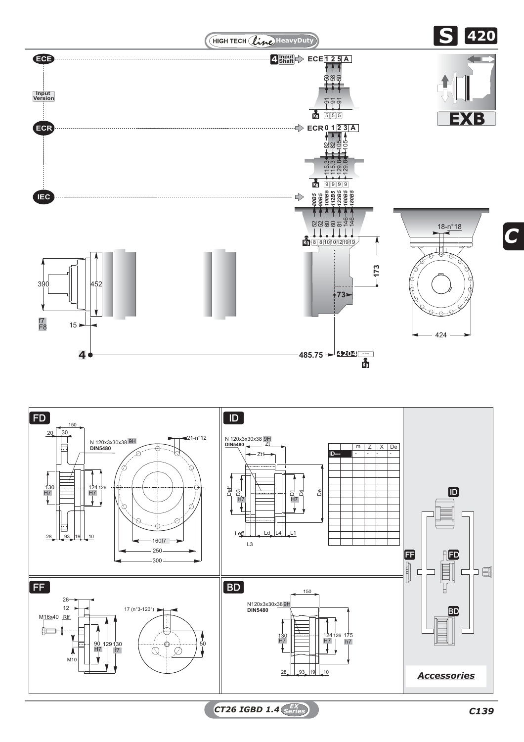HIGH TECH line HeavyDuty

# S 420

**ECE**

Input Version

4 Input Shaft → ECE 1 2 5 A

| | 1 | 2 | 5 |
|---|---|---|---|
| | 50 | 58 | 50 |
| | 91 | 91 | 91 |
| Kg | 5 | 5 | 5 |

**EXB**

**ECR**

ECR 0 1 2 3 A

| | 0 | 1 | 2 | 3 |
|---|---|---|---|---|
| | 82 | 82 | 105 | 105 |
| | 115.3 | 115.3 | 129.8 | 129.8 |
| Kg | 9 | 9 | 9 | 9 |

**IEC**

| | 80B5 | 90B5 | 100B5 | 112B5 | 132B5 | 160B5 | 180B5 |
|---|---|---|---|---|---|---|---|
| | 52 | 52 | 60 | 60 | 81 | 146 | 146 |
| Kg | 8 | 8 | 10 | 10 | 12 | 19 | 19 |

18-n°18

390 | 452 | f7 F8 | 15 | 173 | 73 | 424

4 — 485.75 → 4204 --- Kg

## FD

150 | 20 | 30 | N 120x3x30x38 9H DIN5480 | 21-n°12 | 130 H7 | 124 H7 | 126 | 28 | 93 | 19 | 10 | 160f7 | 250 | 300

## ID

N 120x3x30x38 9H DIN5480 | Zt | Zt1 | Deff | D3 H7 | D1 H7 | D4 | De | Leff | Ld | L4 | L1 | L3

| | m | Z | X | De |
|---|---|---|---|---|
| ID— | - | - | - | - |

## FF

26 | 12 | M16x40 | Rff | 17 (n°3-120°) | 90 H7 | 129 | 130 f7 | M10 | 50

## BD

150 | N120x3x30x38 9H DIN5480 | 130 H7 | 124 H7 | 126 | 175 h7 | 28 | 93 | 19 | 10

ID | FF | FD | BD

*Accessories*

CT26 IGBD 1.4 EX Series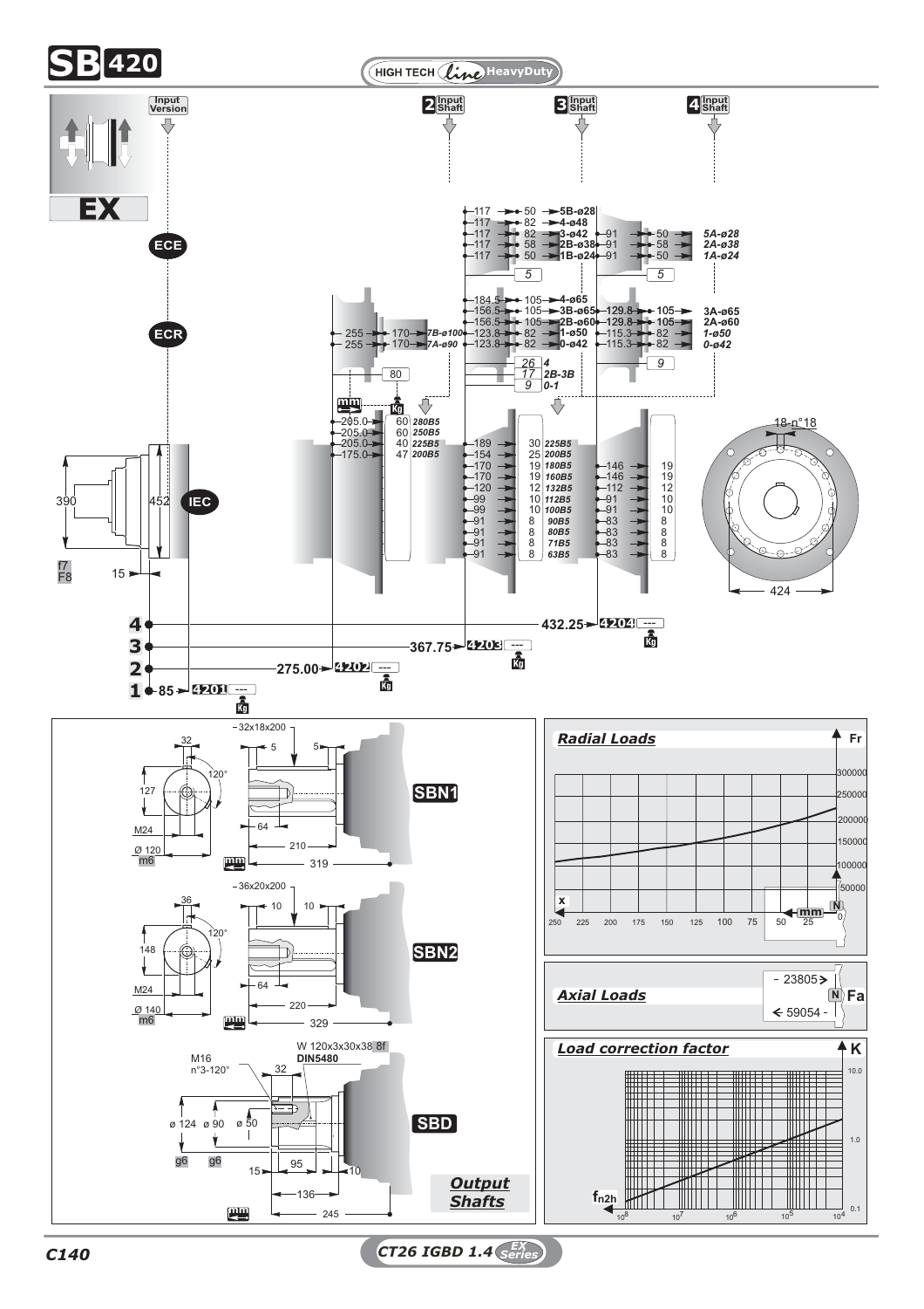# SB 420

HIGH TECH *Line* HeavyDuty

Input Version | 2 Input Shaft | 3 Input Shaft | 4 Input Shaft

**EX**

ECE

ECR

IEC

| Shaft | Dim. 1 | Dim. 2 | Code |
|---|---|---|---|
| 3 Input Shaft | 117 | 50 | 5B-ø28 |
| | 117 | 82 | 4-ø48 |
| | 117 | 82 | 3-ø42 |
| | 117 | 58 | 2B-ø38 |
| | 117 | 50 | 1B-ø24 |
| 4 Input Shaft | 91 | 50 | 5A-ø28 |
| | 91 | 58 | 2A-ø38 |
| | 91 | 50 | 1A-ø24 |

| Shaft | Dim. 1 | Dim. 2 | Code |
|---|---|---|---|
| 2 Input Shaft | 255 | 170 | 7B-ø100 |
| | 255 | 170 | 7A-ø90 |
| 3 Input Shaft | 184.5 | 105 | 4-ø65 |
| | 156.5 | 105 | 3B-ø65 |
| | 156.5 | 105 | 2B-ø60 |
| | 123.8 | 82 | 1-ø50 |
| | 123.8 | 82 | 0-ø42 |
| 4 Input Shaft | 129.8 | 105 | 3A-ø65 |
| | 129.8 | 105 | 2A-ø60 |
| | 115.3 | 82 | 1-ø50 |
| | 115.3 | 82 | 0-ø42 |

5 ; 5 ; 80 ; 26 4 ; 17 2B-3B ; 9 0-1 ; 9

| 2 Input Shaft (mm) | Kg | IEC |
|---|---|---|
| 205.0 | 60 | 280B5 |
| 205.0 | 60 | 250B5 |
| 205.0 | 40 | 225B5 |
| 175.0 | 47 | 200B5 |

| 3 Input Shaft (mm) | Kg | IEC | 4 Input Shaft (mm) | Kg |
|---|---|---|---|---|
| 189 | 30 | 225B5 | | |
| 154 | 25 | 200B5 | | |
| 170 | 19 | 180B5 | 146 | 19 |
| 170 | 19 | 160B5 | 146 | 19 |
| 120 | 12 | 132B5 | 112 | 12 |
| 99 | 10 | 112B5 | 91 | 10 |
| 99 | 10 | 100B5 | 91 | 10 |
| 91 | 8 | 90B5 | 83 | 8 |
| 91 | 8 | 80B5 | 83 | 8 |
| 91 | 8 | 71B5 | 83 | 8 |
| 91 | 8 | 63B5 | 83 | 8 |

390 ; 452 ; f7 F8 ; 15 ; 18-n°18 ; 424

| Input | Length | Code | Kg |
|---|---|---|---|
| 1 | 85 | 4201 | --- |
| 2 | 275.00 | 4202 | --- |
| 3 | 367.75 | 4203 | --- |
| 4 | 432.25 | 4204 | --- |

## Output Shafts

**SBN1**: 32x18x200; 32; 5; 5; 120°; 127; M24; Ø 120 m6; 64; 210; 319 (mm)

**SBN2**: 36x20x200; 36; 10; 10; 120°; 148; M24; Ø 140 m6; 64; 220; 329 (mm)

**SBD**: W 120x3x30x38 8f DIN5480; M16 n°3-120°; 32; ø 124 g6; ø 90 g6; ø 50; 15; 95; 10; 136; 245 (mm)

## Radial Loads

Fr (N): 50000, 100000, 150000, 200000, 250000, 300000

x (mm): 250, 225, 200, 175, 150, 125, 100, 75, 50, 25, 0

## Axial Loads

Fa (N): 23805 ; 59054

## Load correction factor

K: 0.1, 1.0, 10.0

$f_{n2h}$: $10^8$, $10^7$, $10^6$, $10^5$, $10^4$

CT26 IGBD 1.4 EX Series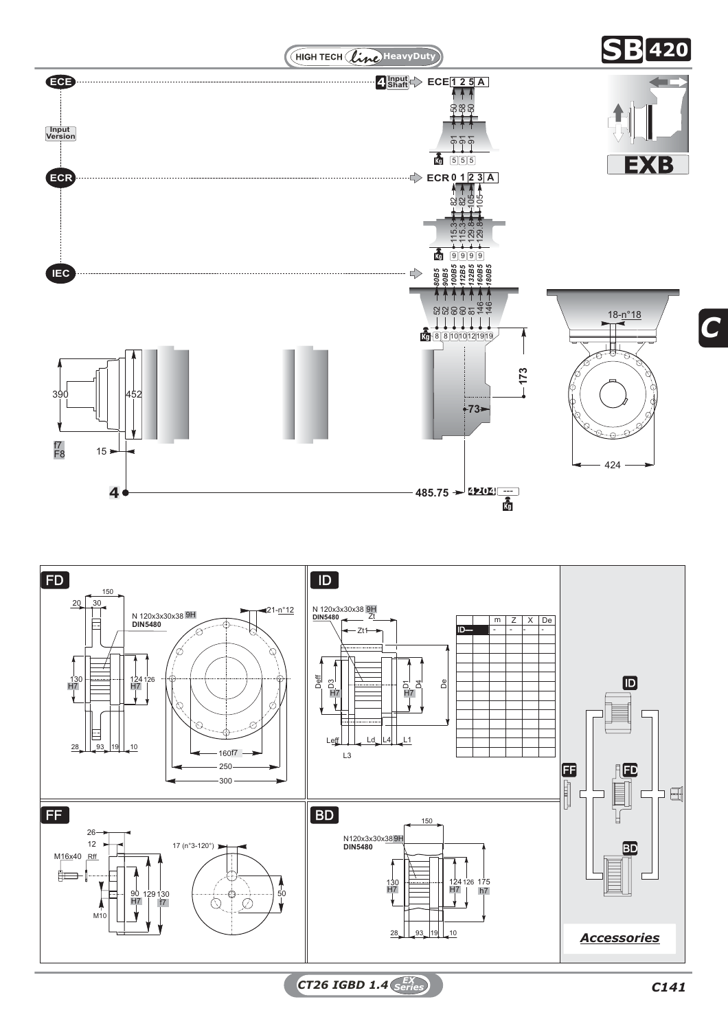**ECE**

**Input Version**

4 Input Shaft → ECE 1 2 5 A

| | 1 | 2 | 5 |
|---|---|---|---|
| | 50 | 58 | 50 |
| | 91 | 91 | 91 |
| Kg | 5 | 5 | 5 |

**ECR**

ECR 0 1 2 3 A

| | 0 | 1 | 2 | 3 |
|---|---|---|---|---|
| | 82 | 82 | 105 | 105 |
| | 115.3 | 115.3 | 129.8 | 129.8 |
| Kg | 9 | 9 | 9 | 9 |

**IEC**

| | 80B5 | 90B5 | 100B5 | 112B5 | 132B5 | 160B5 | 180B5 |
|---|---|---|---|---|---|---|---|
| | 52 | 52 | 60 | 60 | 81 | 146 | 146 |
| Kg | 8 | 8 | 10 | 10 | 12 | 19 | 19 |

**EXB**

390 f7 F8 · 452 · 15 · 173 · 73 · 18-n°18 · 424

4 → 485.75 → 4204 --- Kg

**FD**

150 · 20 · 30 · N 120x3x30x38 9H DIN5480 · 130 H7 · 124 H7 · 126 · 28 · 93 · 19 · 10 · 21-n°12 · 160f7 · 250 · 300

**ID**

N 120x3x30x38 9H DIN5480 · Zt · Zt1 · Deff · D3 H7 · D1 H7 · D4 · De · Leff · Ld · L4 · L1 · L3

| | m | Z | X | De |
|---|---|---|---|---|
| ID— | - | - | - | - |

**FF**

26 · 12 · M16x40 · Rff · 17 (n°3-120°) · 90 H7 · 129 · 130 f7 · M10 · 50

**BD**

150 · N120x3x30x38 9H DIN5480 · 130 H7 · 124 H7 · 126 · 175 h7 · 28 · 93 · 19 · 10

ID · FF · FD · BD

***Accessories***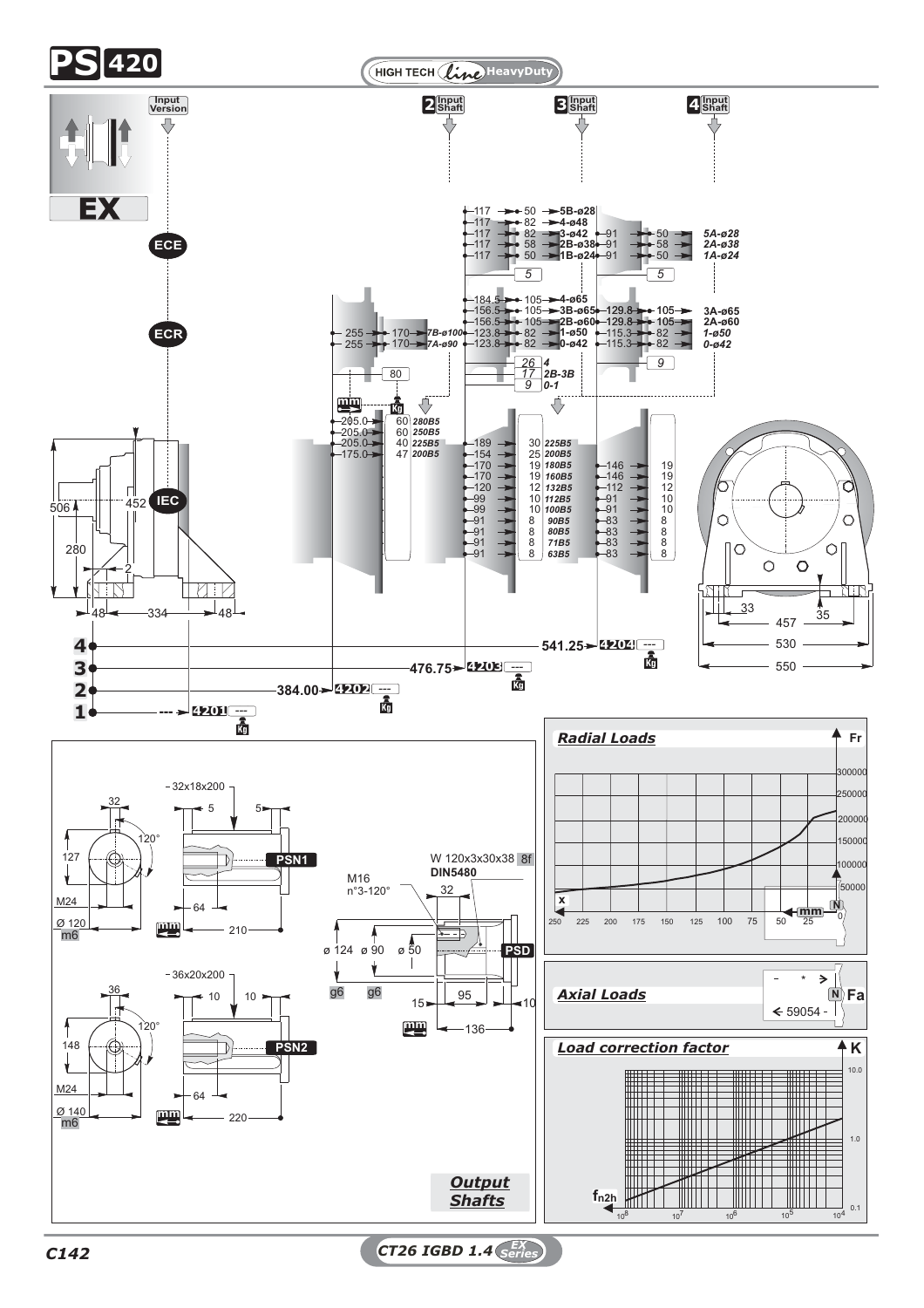# PS 420

HIGH TECH *line* HeavyDuty

Input Version — EX

**2** Input Shaft — **3** Input Shaft — **4** Input Shaft

ECE — ECR — IEC

## Input Shaft 3

| mm | mm | Shaft |
|---|---|---|
| 117 | 50 | 5B-ø28 |
| 117 | 82 | 4-ø48 |
| 117 | 82 | 3-ø42 |
| 117 | 58 | 2B-ø38 |
| 117 | 50 | 1B-ø24 |

5

| mm | mm | Shaft |
|---|---|---|
| 184.5 | 105 | 4-ø65 |
| 156.5 | 105 | 3B-ø65 |
| 156.5 | 105 | 2B-ø60 |
| 123.8 | 82 | 1-ø50 |
| 123.8 | 82 | 0-ø42 |

| Kg | Shaft |
|---|---|
| 26 | 4 |
| 17 | 2B-3B |
| 9 | 0-1 |

## Input Shaft 4

| mm | mm | Shaft |
|---|---|---|
| 91 | 50 | 5A-ø28 |
| 91 | 58 | 2A-ø38 |
| 91 | 50 | 1A-ø24 |

5

| mm | mm | Shaft |
|---|---|---|
| 129.8 | 105 | 3A-ø65 |
| 129.8 | 105 | 2A-ø60 |
| 115.3 | 82 | 1-ø50 |
| 115.3 | 82 | 0-ø42 |

9

## Input Shaft 2

| mm | mm | Shaft |
|---|---|---|
| 255 | 170 | 7B-ø100 |
| 255 | 170 | 7A-ø90 |

80

## IEC

| mm | Kg | IEC |
|---|---|---|
| 205.0 | 60 | 280B5 |
| 205.0 | 60 | 250B5 |
| 205.0 | 40 | 225B5 |
| 175.0 | 47 | 200B5 |

| mm (3) | Kg | IEC | mm (4) | Kg |
|---|---|---|---|---|
| 189 | 30 | 225B5 | | |
| 154 | 25 | 200B5 | | |
| 170 | 19 | 180B5 | 146 | 19 |
| 170 | 19 | 160B5 | 146 | 19 |
| 120 | 12 | 132B5 | 112 | 12 |
| 99 | 10 | 112B5 | 91 | 10 |
| 99 | 10 | 100B5 | 91 | 10 |
| 91 | 8 | 90B5 | 83 | 8 |
| 91 | 8 | 80B5 | 83 | 8 |
| 91 | 8 | 71B5 | 83 | 8 |
| 91 | 8 | 63B5 | 83 | 8 |

Dimensions: 506, 452, 280, 2, 48, 334, 48; 33, 35, 457, 530, 550

| Stages | mm | Code | Kg |
|---|---|---|---|
| 1 | --- | 4201 | --- |
| 2 | 384.00 | 4202 | --- |
| 3 | 476.75 | 4203 | --- |
| 4 | 541.25 | 4204 | --- |

## Output Shafts

**PSN1**: 32x18x200; 32; 5; 5; 127; 120°; M24; Ø 120 m6; 64; 210 mm

**PSN2**: 36x20x200; 36; 10; 10; 148; 120°; M24; Ø 140 m6; 64; 220 mm

**PSD**: W 120x3x30x38 8f DIN5480; M16 n°3-120°; 32; ø 124 g6; ø 90 g6; ø 50; 15; 95; 10; 136 mm

## Radial Loads

Fr (N): 50000 – 300000; x (mm): 250 – 0

## Axial Loads

Fa (N): 59054

## Load correction factor

K: 0.1 – 10.0; $f_{n2h}$: $10^8$ – $10^4$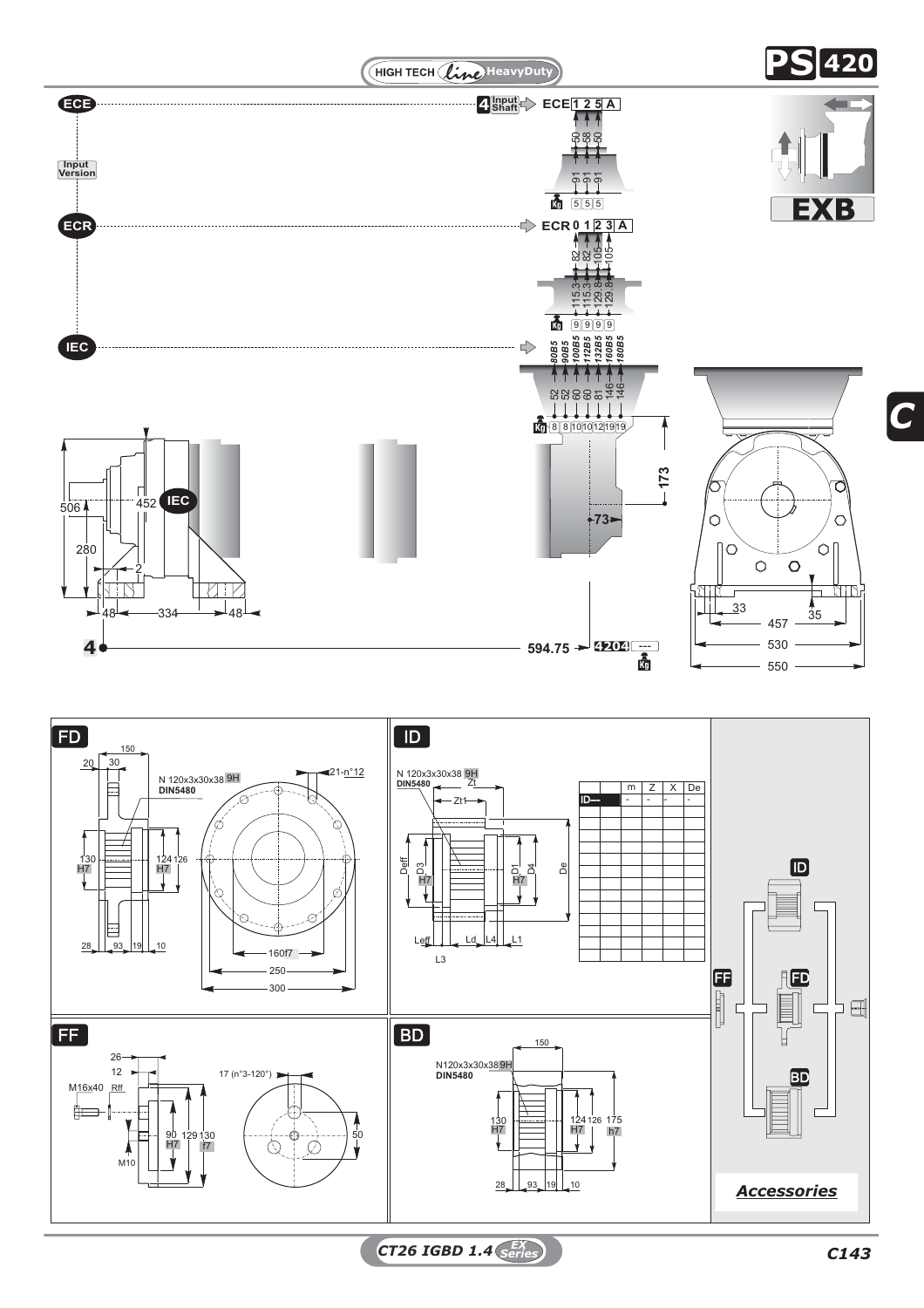HIGH TECH line HeavyDuty

# PS 420

**ECE** — Input Version — 4 Input Shaft → ECE 1 2 5 A

| ECE | 1 | 2 | 5 |
|---|---|---|---|
| | 50 | 58 | 50 |
| | 91 | 91 | 91 |
| Kg | 5 | 5 | 5 |

**EXB**

**ECR** → ECR 0 1 2 3 A

| ECR | 0 | 1 | 2 | 3 |
|---|---|---|---|---|
| | 82 | 82 | 105 | 105 |
| | 115.3 | 115.3 | 129.8 | 129.8 |
| Kg | 9 | 9 | 9 | 9 |

**IEC**

| IEC | 80B5 | 90B5 | 100B5 | 112B5 | 132B5 | 160B5 | 180B5 |
|---|---|---|---|---|---|---|---|
| | 52 | 52 | 60 | 60 | 81 | 146 | 146 |
| Kg | 8 | 8 | 10 | 10 | 12 | 19 | 19 |

506, 452, 280, 2, 48, 334, 48, 173, 73, 33, 35, 457, 530, 550

4 — 594.75 → 4204 --- Kg

## FD

150, 20, 30, N 120x3x30x38 9H DIN5480, 21-n°12, 130 H7, 124 H7, 126, 28, 93, 19, 10, 160f7, 250, 300

## ID

N 120x3x30x38 9H DIN5480, Zt, Zt1, Deff, D3 H7, D1 H7, D4, De, Leff, Ld, L4, L1, L3

| | m | Z | X | De |
|---|---|---|---|---|
| ID— | - | - | - | - |

## FF

26, 12, M16x40, Rff, 17 (n°3-120°), 90 H7, 129, 130 f7, M10, 50

## BD

150, N120x3x30x38 9H DIN5480, 130 H7, 124 H7, 126, 175 h7, 28, 93, 19, 10

*Accessories*: ID, FF, FD, BD

CT26 IGBD 1.4 EX Series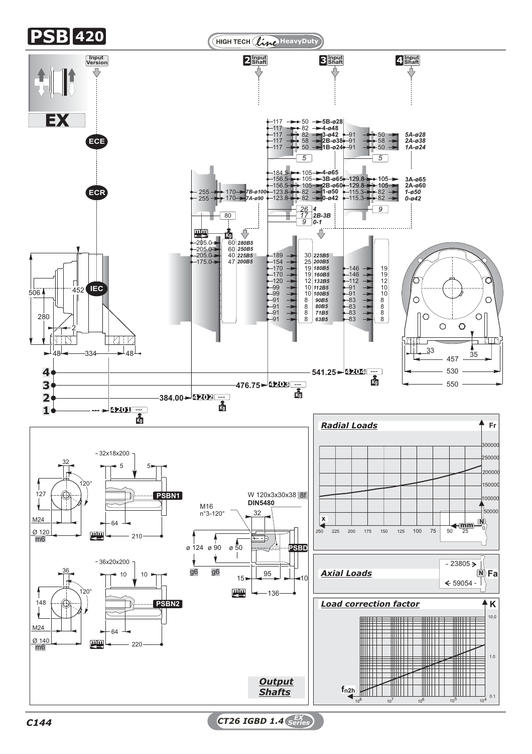# PSB 420

HIGH TECH Line HeavyDuty

**EX**

Input Version | 2 Input Shaft | 3 Input Shaft | 4 Input Shaft

ECE

ECR

IEC

| | | |
|---|---|---|
| 117 | 50 | 5B-ø28 |
| 117 | 82 | 4-ø48 |
| 117 | 82 | 3-ø42 |
| 117 | 58 | 2B-ø38 |
| 117 | 50 | 1B-ø24 |

| | | |
|---|---|---|
| 91 | 50 | 5A-ø28 |
| 91 | 58 | 2A-ø38 |
| 91 | 50 | 1A-ø24 |

| | | |
|---|---|---|
| 184.5 | 105 | 4-ø65 |
| 156.5 | 105 | 3B-ø65 |
| 156.5 | 105 | 2B-ø60 |
| 123.8 | 82 | 1-ø50 |
| 123.8 | 82 | 0-ø42 |

26 — 4; 17 — 2B-3B; 9 — 0-1

| | | |
|---|---|---|
| 129.8 | 105 | 3A-ø65 |
| 129.8 | 105 | 2A-ø60 |
| 115.3 | 82 | 1-ø50 |
| 115.3 | 82 | 0-ø42 |

| | | |
|---|---|---|
| 255 | 170 | 7B-ø100 |
| 255 | 170 | 7A-ø90 |

80

| mm | Kg | |
|---|---|---|
| 205.0 | 60 | 280B5 |
| 205.0 | 60 | 250B5 |
| 205.0 | 40 | 225B5 |
| 175.0 | 47 | 200B5 |

| mm | Kg | | mm | Kg |
|---|---|---|---|---|
| 189 | 30 | 225B5 | | |
| 154 | 25 | 200B5 | | |
| 170 | 19 | 180B5 | 146 | 19 |
| 170 | 19 | 160B5 | 146 | 19 |
| 120 | 12 | 132B5 | 112 | 12 |
| 99 | 10 | 112B5 | 91 | 10 |
| 99 | 10 | 100B5 | 91 | 10 |
| 91 | 8 | 90B5 | 83 | 8 |
| 91 | 8 | 80B5 | 83 | 8 |
| 91 | 8 | 71B5 | 83 | 8 |
| 91 | 8 | 63B5 | 83 | 8 |

Dimensions: 506, 452, 280, 2, 48, 334, 48, 33, 35, 457, 530, 550

| | | | |
|---|---|---|---|
| 4 | 541.25 | 4204 | --- Kg |
| 3 | 476.75 | 4203 | --- Kg |
| 2 | 384.00 | 4202 | --- Kg |
| 1 | --- | 4201 | --- Kg |

## Radial Loads

Fr (N): 300000, 250000, 200000, 150000, 100000, 50000, 0

x (mm): 250, 225, 200, 175, 150, 125, 100, 75, 50, 25

## Axial Loads

Fa (N): - 23805 > ; < 59054 -

## Load correction factor

K: 10.0, 1.0, 0.1

$f_{n2h}$: $10^8$, $10^7$, $10^6$, $10^5$, $10^4$

## Output Shafts

**PSBN1**: 32x18x200; 5; 5; 32; 127; 120°; M24; Ø 120 m6; 64; 210 mm

**PSBN2**: 36x20x200; 10; 10; 36; 148; 120°; M24; Ø 140 m6; 64; 220 mm

**PSBD**: W 120x3x30x38 8f DIN5480; M16 n°3-120°; 32; ø 124 g6; ø 90 g6; ø 50; 15; 95; 10; 136 mm

CT26 IGBD 1.4 EX Series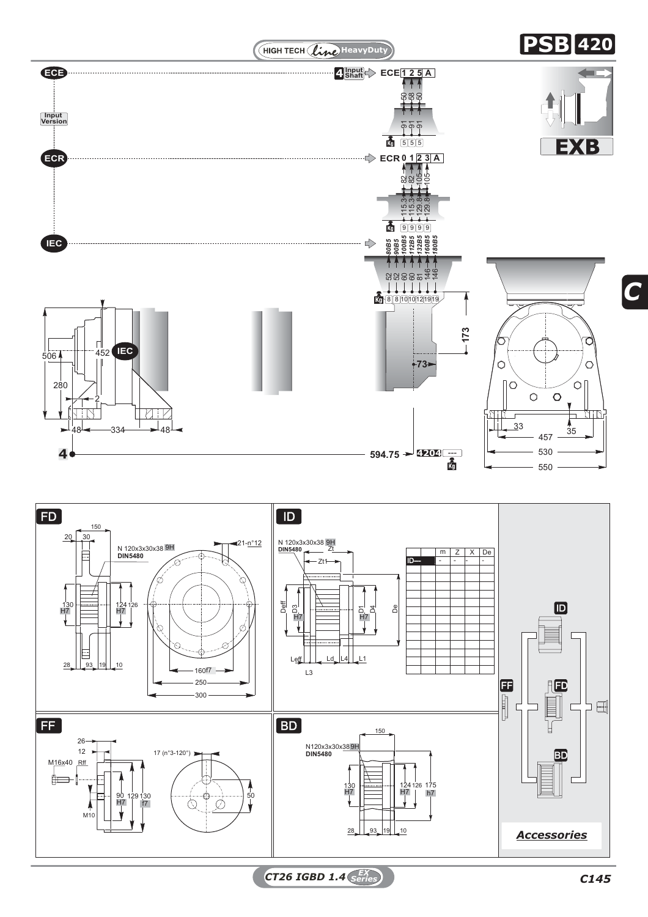# PSB 420

HIGH TECH Line HeavyDuty

EXB

## Input Version

**ECE** — 4 Input Shaft → ECE 1 2 5 A

| | 1 | 2 | 5 |
|---|---|---|---|
| | 50 | 58 | 50 |
| | 91 | 91 | 91 |
| Kg | 5 | 5 | 5 |

**ECR** → ECR 0 1 2 3 A

| | 0 | 1 | 2 | 3 |
|---|---|---|---|---|
| | 82 | 82 | 105 | 105 |
| | 115.3 | 115.3 | 129.8 | 129.8 |
| Kg | 9 | 9 | 9 | 9 |

**IEC**

| | 80B5 | 90B5 | 100B5 | 112B5 | 132B5 | 160B5 | 180B5 |
|---|---|---|---|---|---|---|---|
| | 52 | 52 | 60 | 60 | 81 | 146 | 146 |
| Kg | 8 | 8 | 10 | 10 | 12 | 19 | 19 |

Dimensions: 506, 452, 280, 2, 48, 334, 48, 173, 73, 33, 35, 457, 530, 550

4 — 594.75 → 4204 --- Kg

C

## FD

N 120x3x30x38 9H DIN5480

150, 20, 30, 21-n°12, 130 H7, 124 H7, 126, 28, 93, 19, 10, 160f7, 250, 300

## ID

N 120x3x30x38 9H DIN5480

Zt, Zt1, Deff, D3 H7, D1 H7, D4, De, Leff, Ld, L4, L1, L3

| | m | Z | X | De |
|---|---|---|---|---|
| ID— | - | - | - | - |
| | | | | |
| | | | | |
| | | | | |
| | | | | |
| | | | | |
| | | | | |
| | | | | |
| | | | | |
| | | | | |
| | | | | |
| | | | | |
| | | | | |
| | | | | |
| | | | | |

## FF

26, 12, M16x40, Rff, 17 (n°3-120°), 90 H7, 129, 130 f7, M10, 50

## BD

N120x3x30x38 9H DIN5480

150, 130 H7, 124 H7, 126, 175 h7, 28, 93, 19, 10

ID, FF, FD, BD

*Accessories*

CT26 IGBD 1.4 EX Series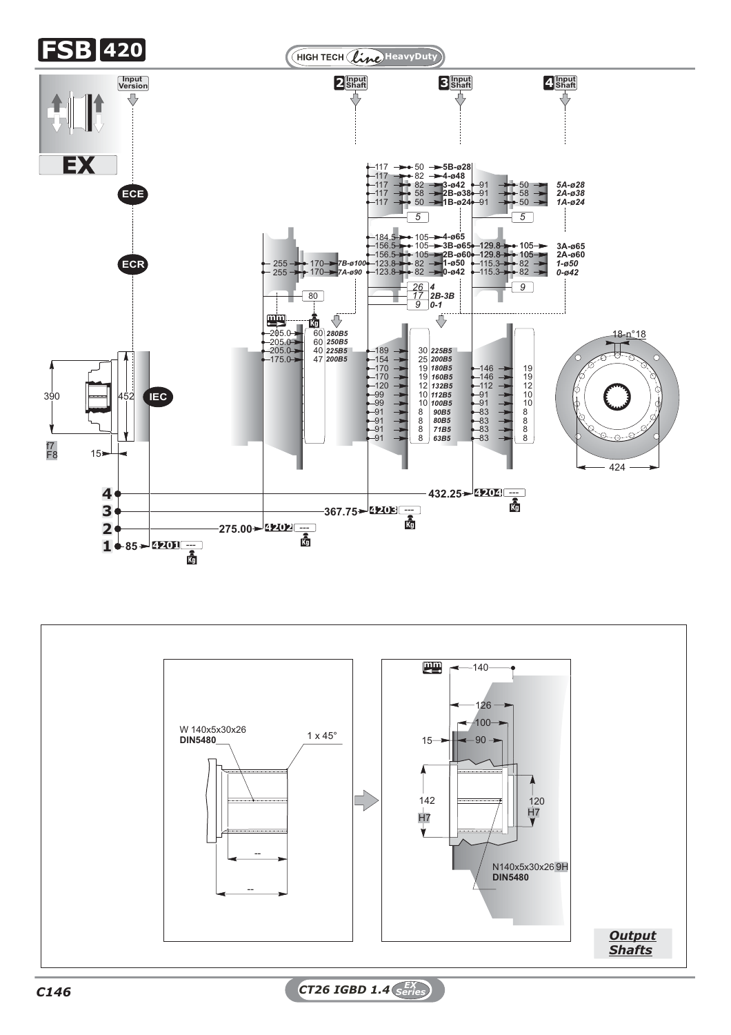# FSB 420

HIGH TECH *line* HeavyDuty

Input Version

EX

ECE

ECR

IEC

| 2 Input Shaft | | |
|---|---|---|
| 255 | 170 | 7B-ø100 |
| 255 | 170 | 7A-ø90 |

80

| | | |
|---|---|---|
| 205.0 | 60 | 280B5 |
| 205.0 | 60 | 250B5 |
| 205.0 | 40 | 225B5 |
| 175.0 | 47 | 200B5 |

| 3 Input Shaft | | |
|---|---|---|
| 117 | 50 | 5B-ø28 |
| 117 | 82 | 4-ø48 |
| 117 | 82 | 3-ø42 |
| 117 | 58 | 2B-ø38 |
| 117 | 50 | 1B-ø24 |

5

| | | |
|---|---|---|
| 184.5 | 105 | 4-ø65 |
| 156.5 | 105 | 3B-ø65 |
| 156.5 | 105 | 2B-ø60 |
| 123.8 | 82 | 1-ø50 |
| 123.8 | 82 | 0-ø42 |

| | |
|---|---|
| 26 | 4 |
| 17 | 2B-3B |
| 9 | 0-1 |

| | | |
|---|---|---|
| 189 | 30 | 225B5 |
| 154 | 25 | 200B5 |
| 170 | 19 | 180B5 |
| 170 | 19 | 160B5 |
| 120 | 12 | 132B5 |
| 99 | 10 | 112B5 |
| 99 | 10 | 100B5 |
| 91 | 8 | 90B5 |
| 91 | 8 | 80B5 |
| 91 | 8 | 71B5 |
| 91 | 8 | 63B5 |

| 4 Input Shaft | | |
|---|---|---|
| 91 | 50 | 5A-ø28 |
| 91 | 58 | 2A-ø38 |
| 91 | 50 | 1A-ø24 |

5

| | | |
|---|---|---|
| 129.8 | 105 | 3A-ø65 |
| 129.8 | 105 | 2A-ø60 |
| 115.3 | 82 | 1-ø50 |
| 115.3 | 82 | 0-ø42 |

9

| | |
|---|---|
| 146 | 19 |
| 146 | 19 |
| 112 | 12 |
| 91 | 10 |
| 91 | 10 |
| 83 | 8 |
| 83 | 8 |
| 83 | 8 |
| 83 | 8 |

390, 452, f7 F8, 15

18-n°18, 424

| | | | |
|---|---|---|---|
| 4 | 432.25 | 4204 | --- |
| 3 | 367.75 | 4203 | --- |
| 2 | 275.00 | 4202 | --- |
| 1 | 85 | 4201 | --- |

W 140x5x30x26 **DIN5480**

1 x 45°

--

--

140, 126, 100, 90, 15

142 H7

120 H7

N140x5x30x26 9H **DIN5480**

***Output Shafts***

*C146*

*CT26 IGBD 1.4 EX Series*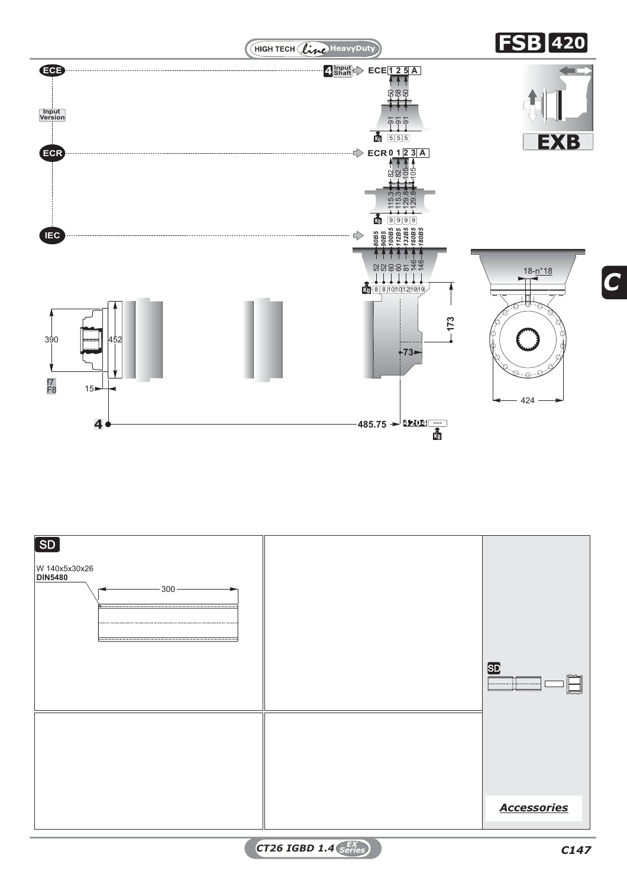# FSB 420

HIGH TECH line HeavyDuty

EXB

**ECE** — Input Version — 4 Input Shaft → ECE

| ECE | 1 | 2 | 5 | A |
|---|---|---|---|---|
| | 50 | 58 | 50 | |
| | 91 | 91 | 91 | |
| Kg | 5 | 5 | 5 | |

**ECR** → ECR

| ECR | 0 | 1 | 2 | 3 | A |
|---|---|---|---|---|---|
| | 82 | 82 | 105 | 105 | |
| | 115.3 | 115.3 | 129.8 | 129.8 | |
| Kg | 9 | 9 | 9 | 9 | |

**IEC**

| IEC | 80B5 | 90B5 | 100B5 | 112B5 | 132B5 | 160B5 | 180B5 |
|---|---|---|---|---|---|---|---|
| | 52 | 52 | 60 | 60 | 81 | 146 | 146 |
| Kg | 8 | 8 | 10 | 10 | 12 | 19 | 19 |

390 | 452 | f7 F8 | 15 | 173 | 73 | 18-n°18 | 424

4 — 485.75 → 4204 | --- | Kg

C

## SD

W 140x5x30x26
**DIN5480**

300

SD

*Accessories*

CT26 IGBD 1.4 EX Series

C147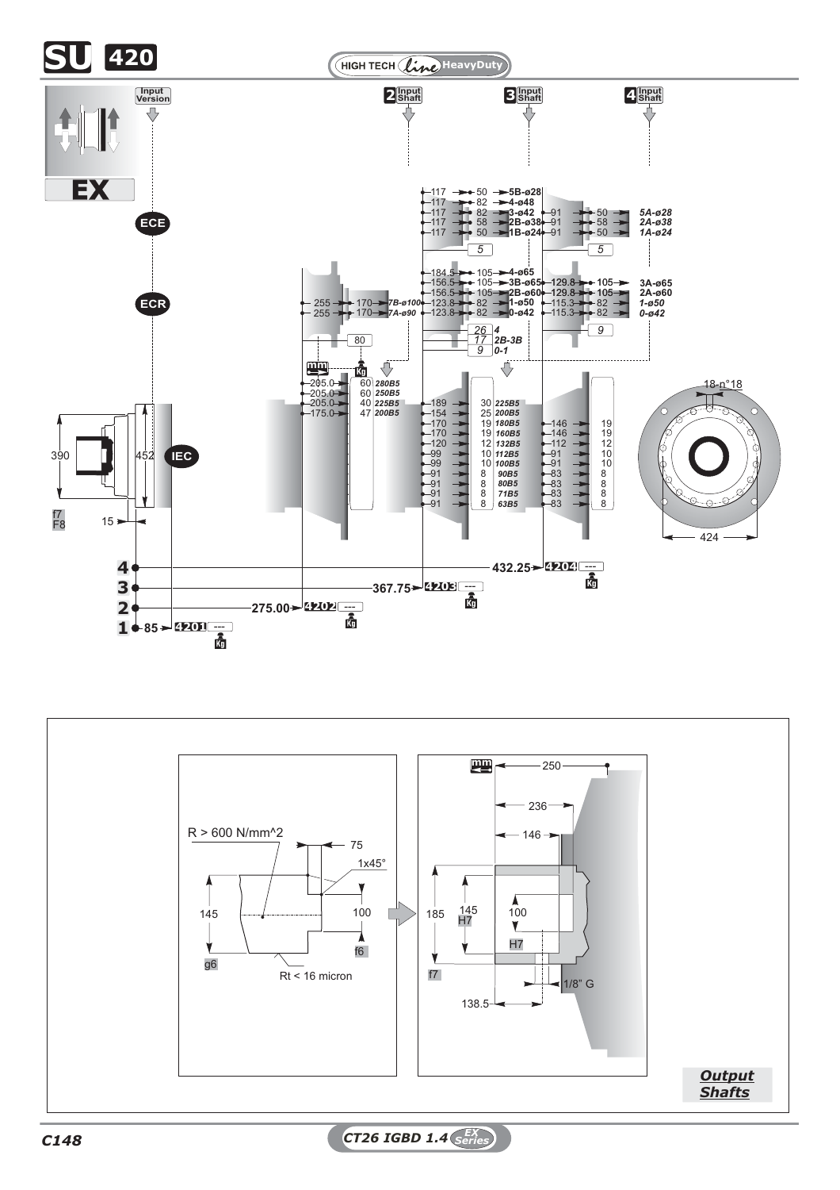# SU 420

HIGH TECH *line* HeavyDuty

Input Version | 2 Input Shaft | 3 Input Shaft | 4 Input Shaft

**EX**

ECE

ECR

IEC

| 117 | 50 | 5B-ø28 |
|---|---|---|
| 117 | 82 | 4-ø48 |
| 117 | 82 | 3-ø42 |
| 117 | 58 | 2B-ø38 |
| 117 | 50 | 1B-ø24 |

| 91 | 50 | 5A-ø28 |
|---|---|---|
| 91 | 58 | 2A-ø38 |
| 91 | 50 | 1A-ø24 |

| 184.5 | 105 | 4-ø65 |
|---|---|---|
| 156.5 | 105 | 3B-ø65 |
| 156.5 | 105 | 2B-ø60 |
| 123.8 | 82 | 1-ø50 |
| 123.8 | 82 | 0-ø42 |

26: 4; 17: 2B-3B; 9: 0-1

| 129.8 | 105 | 3A-ø65 |
|---|---|---|
| 129.8 | 105 | 2A-ø60 |
| 115.3 | 82 | 1-ø50 |
| 115.3 | 82 | 0-ø42 |

| 255 | 170 | 7B-ø100 |
|---|---|---|
| 255 | 170 | 7A-ø90 |

80

| 205.0 | 60 | 280B5 |
|---|---|---|
| 205.0 | 60 | 250B5 |
| 205.0 | 40 | 225B5 |
| 175.0 | 47 | 200B5 |

| 189 | 30 | 225B5 | | |
|---|---|---|---|---|
| 154 | 25 | 200B5 | | |
| 170 | 19 | 180B5 | 146 | 19 |
| 170 | 19 | 160B5 | 146 | 19 |
| 120 | 12 | 132B5 | 112 | 12 |
| 99 | 10 | 112B5 | 91 | 10 |
| 99 | 10 | 100B5 | 91 | 10 |
| 91 | 8 | 90B5 | 83 | 8 |
| 91 | 8 | 80B5 | 83 | 8 |
| 91 | 8 | 71B5 | 83 | 8 |
| 91 | 8 | 63B5 | 83 | 8 |

390, 452, f7, F8, 15

18-n°18, 424

| | | | |
|---|---|---|---|
| 4 | 432.25 | 4204 | --- |
| 3 | 367.75 | 4203 | --- |
| 2 | 275.00 | 4202 | --- |
| 1 | 85 | 4201 | --- |

R > 600 N/mm^2, 75, 1x45°, 145, 100, g6, f6, Rt < 16 micron

250, 236, 146, 185, 145 H7, 100, H7, f7, 1/8" G, 138.5

***Output Shafts***

C148

CT26 IGBD 1.4 EX Series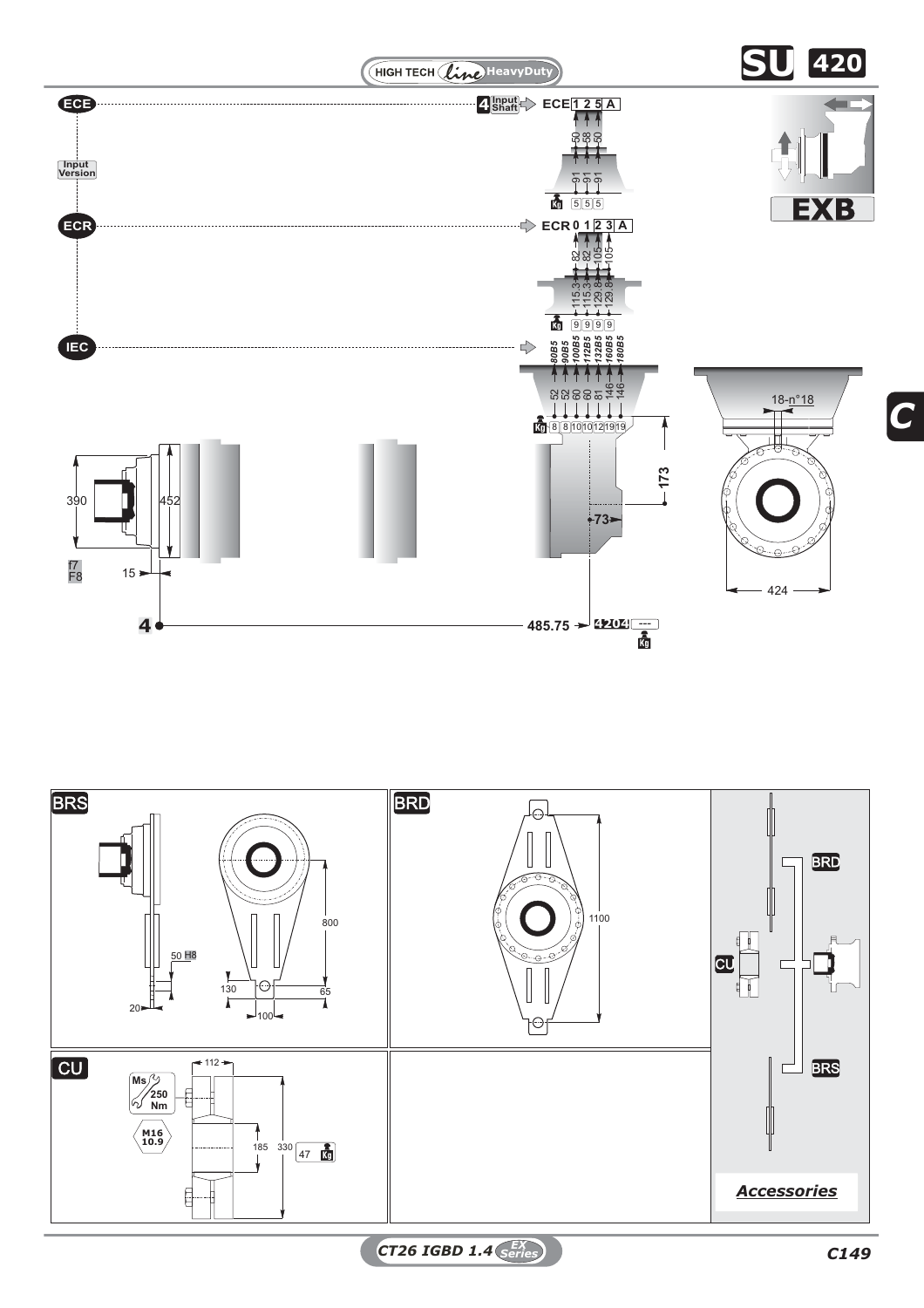HIGH TECH line HeavyDuty

SU 420

ECE

Input Version

4 Input Shaft → ECE 1 2 5 A

50 58 50

91 91 91

Kg 5 5 5

EXB

ECR

ECR 0 1 2 3 A

82 82 105 105

115.3 115.3 129.8 129.8

Kg 9 9 9 9

IEC

80B5 90B5 100B5 112B5 132B5 160B5 180B5

52 52 60 60 81 146 146

Kg 8 8 10 10 12 19 19

18-n°18

390

452

173

73

424

f7
F8

15

4

485.75

4204 ---

Kg

C

## BRS

50 H8

800

130

65

20

100

## BRD

1100

## CU

112

Ms 250 Nm

M16 10.9

185

330

47 Kg

BRD

CU

BRS

*Accessories*

CT26 IGBD 1.4 EX Series